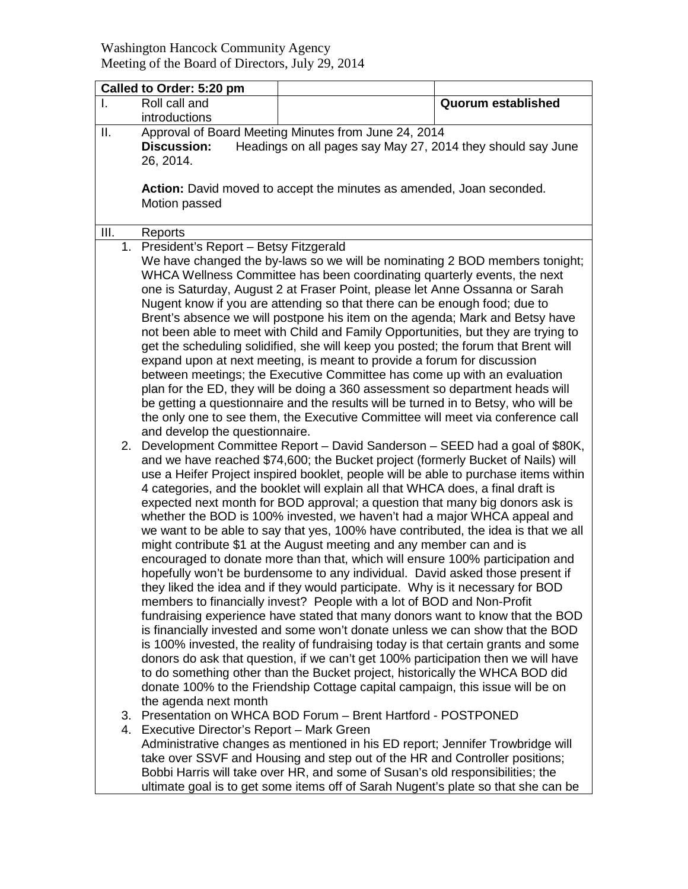Washington Hancock Community Agency
Meeting of the Board of Directors, July 29, 2014

| Called to Order: 5:20 pm | | |
|---|---|---|
| I. Roll call and introductions | | Quorum established |

**II.** Approval of Board Meeting Minutes from June 24, 2014

**Discussion:** Headings on all pages say May 27, 2014 they should say June 26, 2014.

**Action:** David moved to accept the minutes as amended, Joan seconded. Motion passed

**III.** Reports

1. President's Report – Betsy Fitzgerald
   We have changed the by-laws so we will be nominating 2 BOD members tonight; WHCA Wellness Committee has been coordinating quarterly events, the next one is Saturday, August 2 at Fraser Point, please let Anne Ossanna or Sarah Nugent know if you are attending so that there can be enough food; due to Brent's absence we will postpone his item on the agenda; Mark and Betsy have not been able to meet with Child and Family Opportunities, but they are trying to get the scheduling solidified, she will keep you posted; the forum that Brent will expand upon at next meeting, is meant to provide a forum for discussion between meetings; the Executive Committee has come up with an evaluation plan for the ED, they will be doing a 360 assessment so department heads will be getting a questionnaire and the results will be turned in to Betsy, who will be the only one to see them, the Executive Committee will meet via conference call and develop the questionnaire.
2. Development Committee Report – David Sanderson – SEED had a goal of $80K, and we have reached $74,600; the Bucket project (formerly Bucket of Nails) will use a Heifer Project inspired booklet, people will be able to purchase items within 4 categories, and the booklet will explain all that WHCA does, a final draft is expected next month for BOD approval; a question that many big donors ask is whether the BOD is 100% invested, we haven't had a major WHCA appeal and we want to be able to say that yes, 100% have contributed, the idea is that we all might contribute $1 at the August meeting and any member can and is encouraged to donate more than that, which will ensure 100% participation and hopefully won't be burdensome to any individual. David asked those present if they liked the idea and if they would participate. Why is it necessary for BOD members to financially invest? People with a lot of BOD and Non-Profit fundraising experience have stated that many donors want to know that the BOD is financially invested and some won't donate unless we can show that the BOD is 100% invested, the reality of fundraising today is that certain grants and some donors do ask that question, if we can't get 100% participation then we will have to do something other than the Bucket project, historically the WHCA BOD did donate 100% to the Friendship Cottage capital campaign, this issue will be on the agenda next month
3. Presentation on WHCA BOD Forum – Brent Hartford - POSTPONED
4. Executive Director's Report – Mark Green
   Administrative changes as mentioned in his ED report; Jennifer Trowbridge will take over SSVF and Housing and step out of the HR and Controller positions; Bobbi Harris will take over HR, and some of Susan's old responsibilities; the ultimate goal is to get some items off of Sarah Nugent's plate so that she can be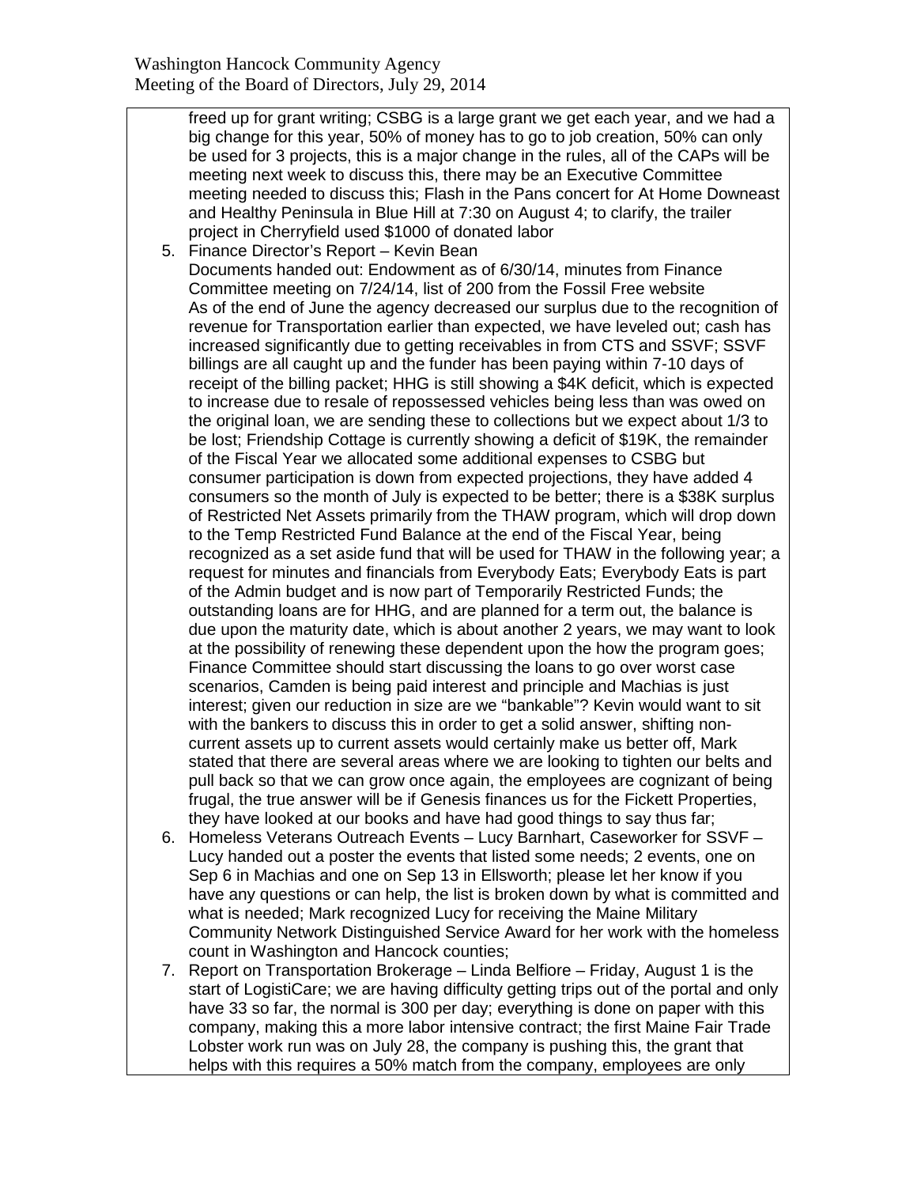freed up for grant writing; CSBG is a large grant we get each year, and we had a big change for this year, 50% of money has to go to job creation, 50% can only be used for 3 projects, this is a major change in the rules, all of the CAPs will be meeting next week to discuss this, there may be an Executive Committee meeting needed to discuss this; Flash in the Pans concert for At Home Downeast and Healthy Peninsula in Blue Hill at 7:30 on August 4; to clarify, the trailer project in Cherryfield used $1000 of donated labor

5. Finance Director's Report – Kevin Bean
   Documents handed out: Endowment as of 6/30/14, minutes from Finance Committee meeting on 7/24/14, list of 200 from the Fossil Free website
   As of the end of June the agency decreased our surplus due to the recognition of revenue for Transportation earlier than expected, we have leveled out; cash has increased significantly due to getting receivables in from CTS and SSVF; SSVF billings are all caught up and the funder has been paying within 7-10 days of receipt of the billing packet; HHG is still showing a $4K deficit, which is expected to increase due to resale of repossessed vehicles being less than was owed on the original loan, we are sending these to collections but we expect about 1/3 to be lost; Friendship Cottage is currently showing a deficit of $19K, the remainder of the Fiscal Year we allocated some additional expenses to CSBG but consumer participation is down from expected projections, they have added 4 consumers so the month of July is expected to be better; there is a $38K surplus of Restricted Net Assets primarily from the THAW program, which will drop down to the Temp Restricted Fund Balance at the end of the Fiscal Year, being recognized as a set aside fund that will be used for THAW in the following year; a request for minutes and financials from Everybody Eats; Everybody Eats is part of the Admin budget and is now part of Temporarily Restricted Funds; the outstanding loans are for HHG, and are planned for a term out, the balance is due upon the maturity date, which is about another 2 years, we may want to look at the possibility of renewing these dependent upon the how the program goes; Finance Committee should start discussing the loans to go over worst case scenarios, Camden is being paid interest and principle and Machias is just interest; given our reduction in size are we "bankable"? Kevin would want to sit with the bankers to discuss this in order to get a solid answer, shifting non-current assets up to current assets would certainly make us better off, Mark stated that there are several areas where we are looking to tighten our belts and pull back so that we can grow once again, the employees are cognizant of being frugal, the true answer will be if Genesis finances us for the Fickett Properties, they have looked at our books and have had good things to say thus far;
6. Homeless Veterans Outreach Events – Lucy Barnhart, Caseworker for SSVF – Lucy handed out a poster the events that listed some needs; 2 events, one on Sep 6 in Machias and one on Sep 13 in Ellsworth; please let her know if you have any questions or can help, the list is broken down by what is committed and what is needed; Mark recognized Lucy for receiving the Maine Military Community Network Distinguished Service Award for her work with the homeless count in Washington and Hancock counties;
7. Report on Transportation Brokerage – Linda Belfiore – Friday, August 1 is the start of LogistiCare; we are having difficulty getting trips out of the portal and only have 33 so far, the normal is 300 per day; everything is done on paper with this company, making this a more labor intensive contract; the first Maine Fair Trade Lobster work run was on July 28, the company is pushing this, the grant that helps with this requires a 50% match from the company, employees are only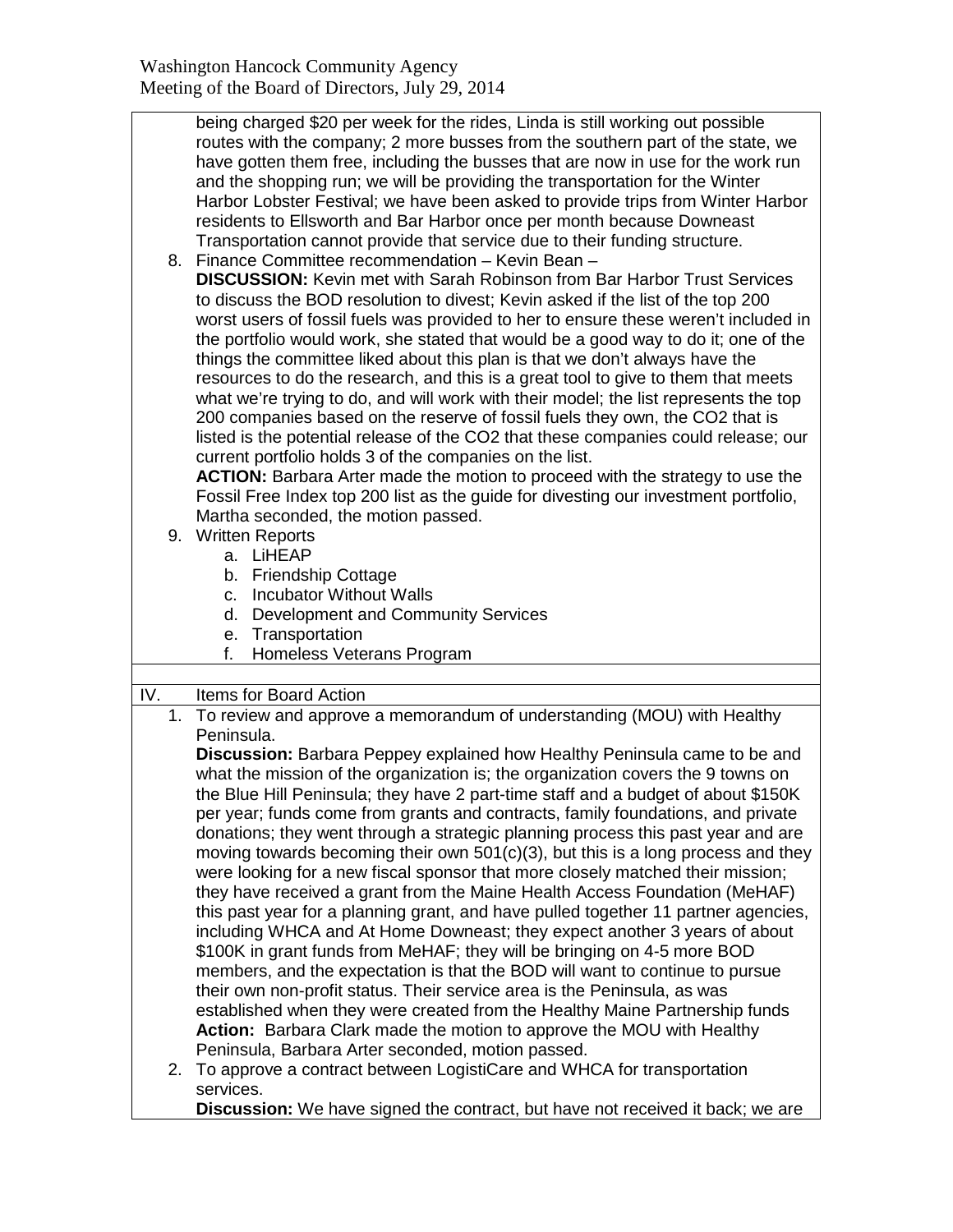being charged $20 per week for the rides, Linda is still working out possible routes with the company; 2 more busses from the southern part of the state, we have gotten them free, including the busses that are now in use for the work run and the shopping run; we will be providing the transportation for the Winter Harbor Lobster Festival; we have been asked to provide trips from Winter Harbor residents to Ellsworth and Bar Harbor once per month because Downeast Transportation cannot provide that service due to their funding structure.

8. Finance Committee recommendation – Kevin Bean –
   **DISCUSSION:** Kevin met with Sarah Robinson from Bar Harbor Trust Services to discuss the BOD resolution to divest; Kevin asked if the list of the top 200 worst users of fossil fuels was provided to her to ensure these weren't included in the portfolio would work, she stated that would be a good way to do it; one of the things the committee liked about this plan is that we don't always have the resources to do the research, and this is a great tool to give to them that meets what we're trying to do, and will work with their model; the list represents the top 200 companies based on the reserve of fossil fuels they own, the $CO_2$ that is listed is the potential release of the $CO_2$ that these companies could release; our current portfolio holds 3 of the companies on the list.
   **ACTION:** Barbara Arter made the motion to proceed with the strategy to use the Fossil Free Index top 200 list as the guide for divesting our investment portfolio, Martha seconded, the motion passed.
9. Written Reports
   a. LiHEAP
   b. Friendship Cottage
   c. Incubator Without Walls
   d. Development and Community Services
   e. Transportation
   f. Homeless Veterans Program

IV. Items for Board Action

1. To review and approve a memorandum of understanding (MOU) with Healthy Peninsula.
   **Discussion:** Barbara Peppey explained how Healthy Peninsula came to be and what the mission of the organization is; the organization covers the 9 towns on the Blue Hill Peninsula; they have 2 part-time staff and a budget of about $150K per year; funds come from grants and contracts, family foundations, and private donations; they went through a strategic planning process this past year and are moving towards becoming their own 501(c)(3), but this is a long process and they were looking for a new fiscal sponsor that more closely matched their mission; they have received a grant from the Maine Health Access Foundation (MeHAF) this past year for a planning grant, and have pulled together 11 partner agencies, including WHCA and At Home Downeast; they expect another 3 years of about $100K in grant funds from MeHAF; they will be bringing on 4-5 more BOD members, and the expectation is that the BOD will want to continue to pursue their own non-profit status. Their service area is the Peninsula, as was established when they were created from the Healthy Maine Partnership funds
   **Action:** Barbara Clark made the motion to approve the MOU with Healthy Peninsula, Barbara Arter seconded, motion passed.
2. To approve a contract between LogistiCare and WHCA for transportation services.
   **Discussion:** We have signed the contract, but have not received it back; we are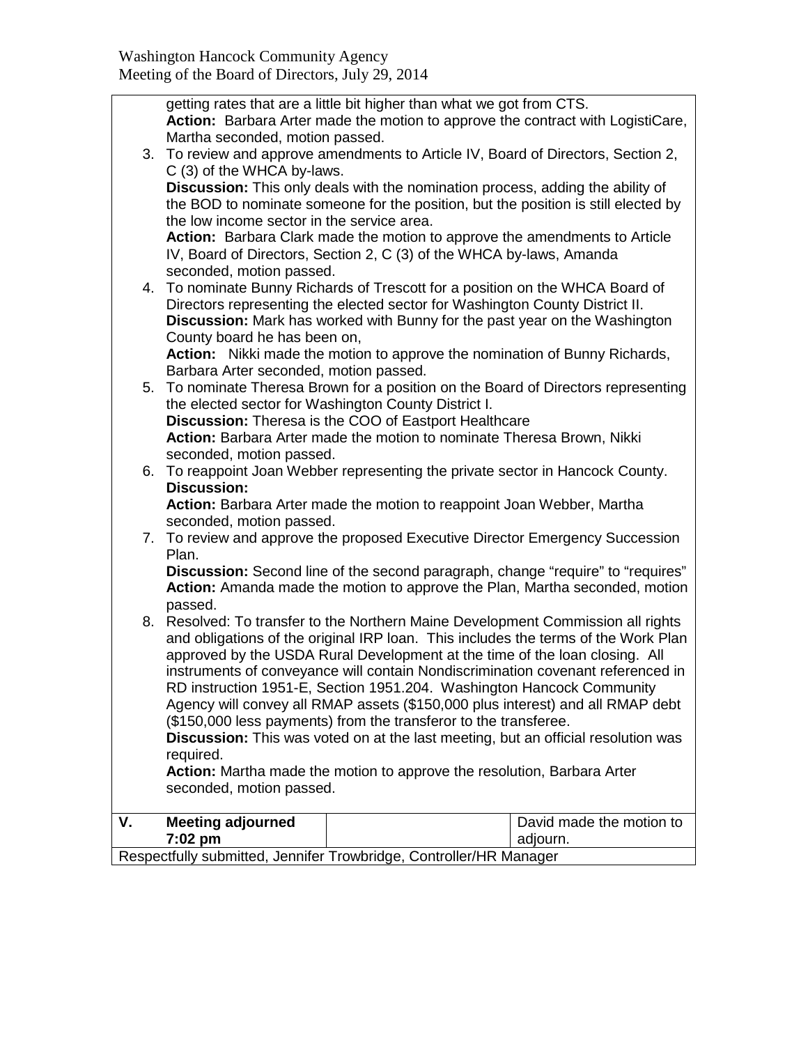getting rates that are a little bit higher than what we got from CTS.
**Action:** Barbara Arter made the motion to approve the contract with LogistiCare, Martha seconded, motion passed.

3. To review and approve amendments to Article IV, Board of Directors, Section 2, C (3) of the WHCA by-laws.
   **Discussion:** This only deals with the nomination process, adding the ability of the BOD to nominate someone for the position, but the position is still elected by the low income sector in the service area.
   **Action:** Barbara Clark made the motion to approve the amendments to Article IV, Board of Directors, Section 2, C (3) of the WHCA by-laws, Amanda seconded, motion passed.
4. To nominate Bunny Richards of Trescott for a position on the WHCA Board of Directors representing the elected sector for Washington County District II.
   **Discussion:** Mark has worked with Bunny for the past year on the Washington County board he has been on,
   **Action:** Nikki made the motion to approve the nomination of Bunny Richards, Barbara Arter seconded, motion passed.
5. To nominate Theresa Brown for a position on the Board of Directors representing the elected sector for Washington County District I.
   **Discussion:** Theresa is the COO of Eastport Healthcare
   **Action:** Barbara Arter made the motion to nominate Theresa Brown, Nikki seconded, motion passed.
6. To reappoint Joan Webber representing the private sector in Hancock County.
   **Discussion:**
   **Action:** Barbara Arter made the motion to reappoint Joan Webber, Martha seconded, motion passed.
7. To review and approve the proposed Executive Director Emergency Succession Plan.
   **Discussion:** Second line of the second paragraph, change "require" to "requires"
   **Action:** Amanda made the motion to approve the Plan, Martha seconded, motion passed.
8. Resolved: To transfer to the Northern Maine Development Commission all rights and obligations of the original IRP loan. This includes the terms of the Work Plan approved by the USDA Rural Development at the time of the loan closing. All instruments of conveyance will contain Nondiscrimination covenant referenced in RD instruction 1951-E, Section 1951.204. Washington Hancock Community Agency will convey all RMAP assets ($150,000 plus interest) and all RMAP debt ($150,000 less payments) from the transferor to the transferee.
   **Discussion:** This was voted on at the last meeting, but an official resolution was required.
   **Action:** Martha made the motion to approve the resolution, Barbara Arter seconded, motion passed.

| | | | |
|---|---|---|---|
| **V.** | **Meeting adjourned 7:02 pm** | | David made the motion to adjourn. |

Respectfully submitted, Jennifer Trowbridge, Controller/HR Manager